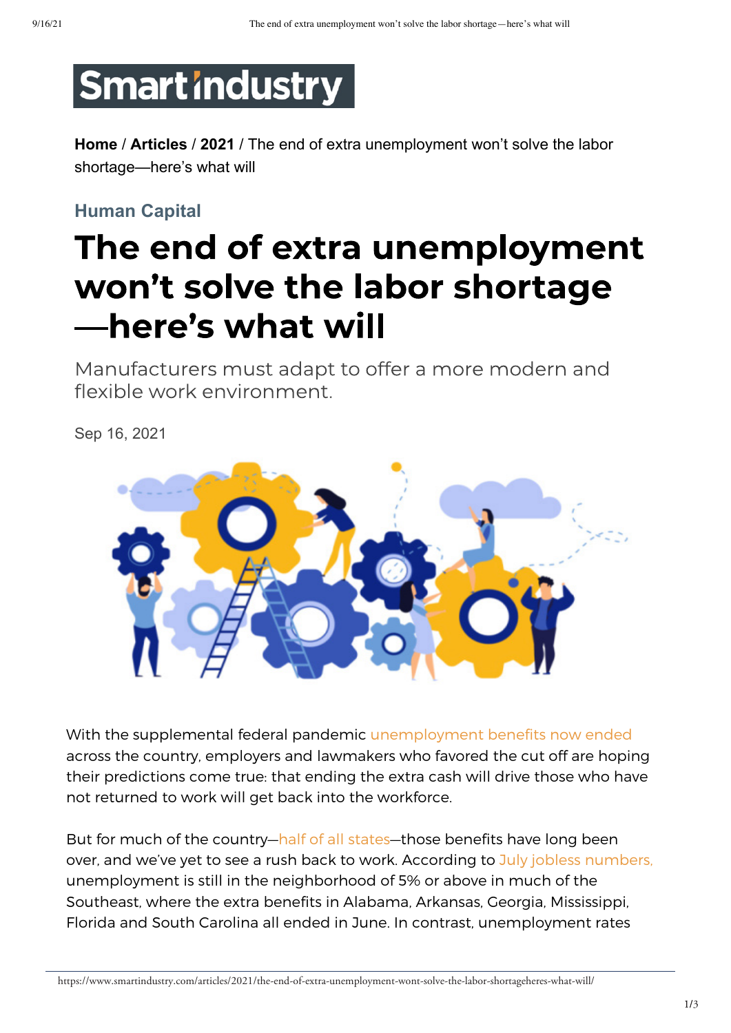# Smart Industry

**Home** / **Articles** / **2021** / The end of extra unemployment won't solve the labor shortage—here's what will

### Human Capital

# The end of extra unemployment won't solve the labor shortage—here's what will

Manufacturers must adapt to offer a more modern and flexible work environment.

Sep 16, 2021

With the supplemental federal pandemic unemployment benefits now ended across the country, employers and lawmakers who favored the cut off are hoping their predictions come true: that ending the extra cash will drive those who have not returned to work will get back into the workforce.

But for much of the country—half of all states—those benefits have long been over, and we've yet to see a rush back to work. According to July jobless numbers, unemployment is still in the neighborhood of 5% or above in much of the Southeast, where the extra benefits in Alabama, Arkansas, Georgia, Mississippi, Florida and South Carolina all ended in June. In contrast, unemployment rates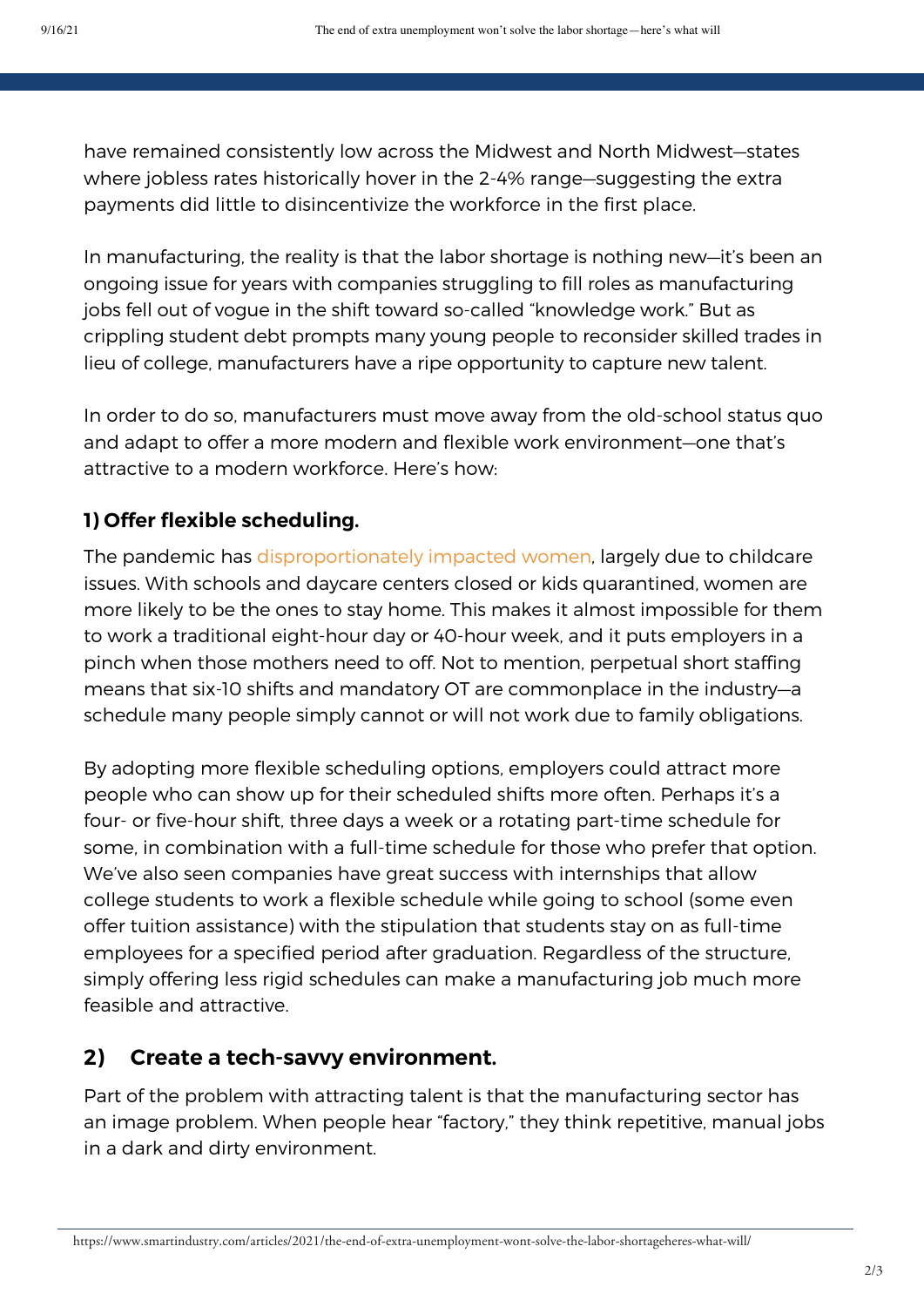have remained consistently low across the Midwest and North Midwest—states where jobless rates historically hover in the 2-4% range—suggesting the extra payments did little to disincentivize the workforce in the first place.

In manufacturing, the reality is that the labor shortage is nothing new—it's been an ongoing issue for years with companies struggling to fill roles as manufacturing jobs fell out of vogue in the shift toward so-called "knowledge work." But as crippling student debt prompts many young people to reconsider skilled trades in lieu of college, manufacturers have a ripe opportunity to capture new talent.

In order to do so, manufacturers must move away from the old-school status quo and adapt to offer a more modern and flexible work environment—one that's attractive to a modern workforce. Here's how:

### 1) Offer flexible scheduling.

The pandemic has disproportionately impacted women, largely due to childcare issues. With schools and daycare centers closed or kids quarantined, women are more likely to be the ones to stay home. This makes it almost impossible for them to work a traditional eight-hour day or 40-hour week, and it puts employers in a pinch when those mothers need to off. Not to mention, perpetual short staffing means that six-10 shifts and mandatory OT are commonplace in the industry—a schedule many people simply cannot or will not work due to family obligations.

By adopting more flexible scheduling options, employers could attract more people who can show up for their scheduled shifts more often. Perhaps it's a four- or five-hour shift, three days a week or a rotating part-time schedule for some, in combination with a full-time schedule for those who prefer that option. We've also seen companies have great success with internships that allow college students to work a flexible schedule while going to school (some even offer tuition assistance) with the stipulation that students stay on as full-time employees for a specified period after graduation. Regardless of the structure, simply offering less rigid schedules can make a manufacturing job much more feasible and attractive.

## 2) Create a tech-savvy environment.

Part of the problem with attracting talent is that the manufacturing sector has an image problem. When people hear "factory," they think repetitive, manual jobs in a dark and dirty environment.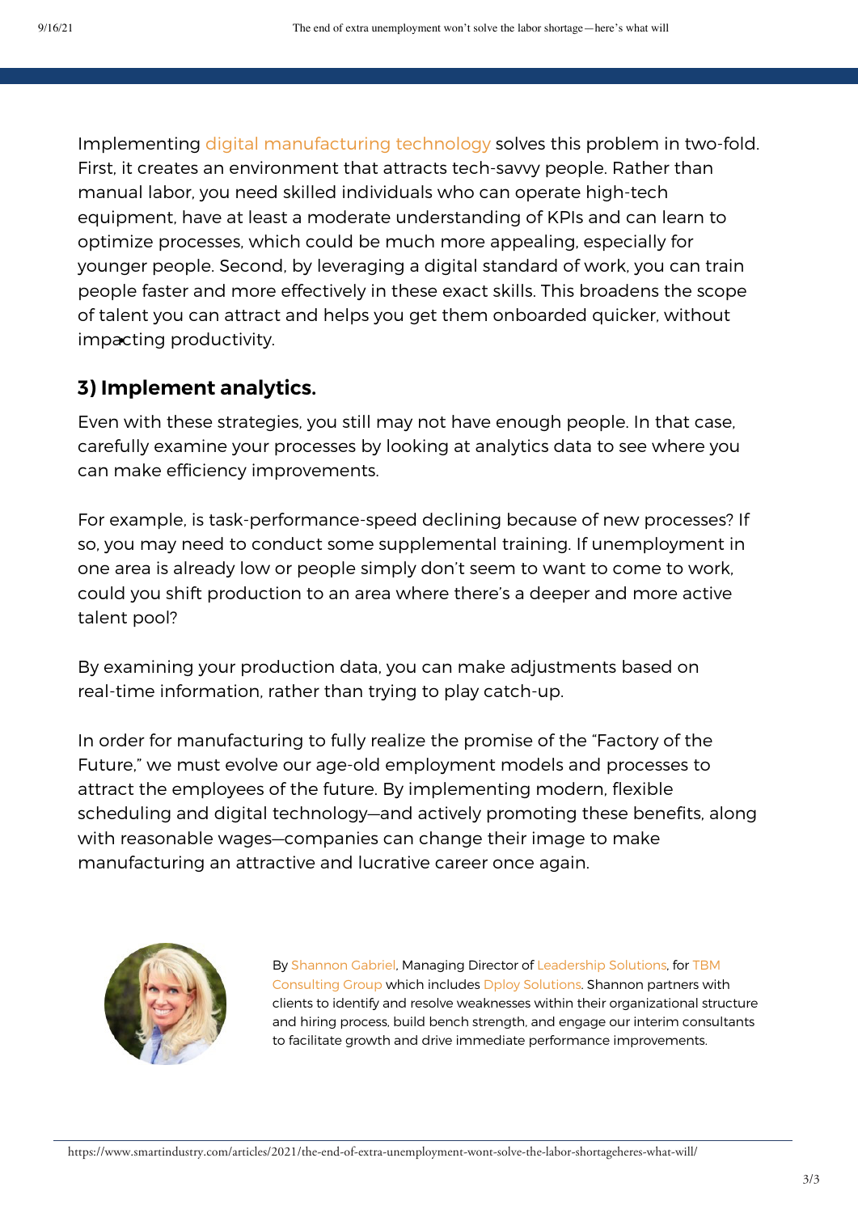Implementing digital manufacturing technology solves this problem in two-fold. First, it creates an environment that attracts tech-savvy people. Rather than manual labor, you need skilled individuals who can operate high-tech equipment, have at least a moderate understanding of KPIs and can learn to optimize processes, which could be much more appealing, especially for younger people. Second, by leveraging a digital standard of work, you can train people faster and more effectively in these exact skills. This broadens the scope of talent you can attract and helps you get them onboarded quicker, without impacting productivity.

### 3) Implement analytics.

Even with these strategies, you still may not have enough people. In that case, carefully examine your processes by looking at analytics data to see where you can make efficiency improvements.

For example, is task-performance-speed declining because of new processes? If so, you may need to conduct some supplemental training. If unemployment in one area is already low or people simply don't seem to want to come to work, could you shift production to an area where there's a deeper and more active talent pool?

By examining your production data, you can make adjustments based on real-time information, rather than trying to play catch-up.

In order for manufacturing to fully realize the promise of the "Factory of the Future," we must evolve our age-old employment models and processes to attract the employees of the future. By implementing modern, flexible scheduling and digital technology—and actively promoting these benefits, along with reasonable wages—companies can change their image to make manufacturing an attractive and lucrative career once again.

By Shannon Gabriel, Managing Director of Leadership Solutions, for TBM Consulting Group which includes Dploy Solutions. Shannon partners with clients to identify and resolve weaknesses within their organizational structure and hiring process, build bench strength, and engage our interim consultants to facilitate growth and drive immediate performance improvements.